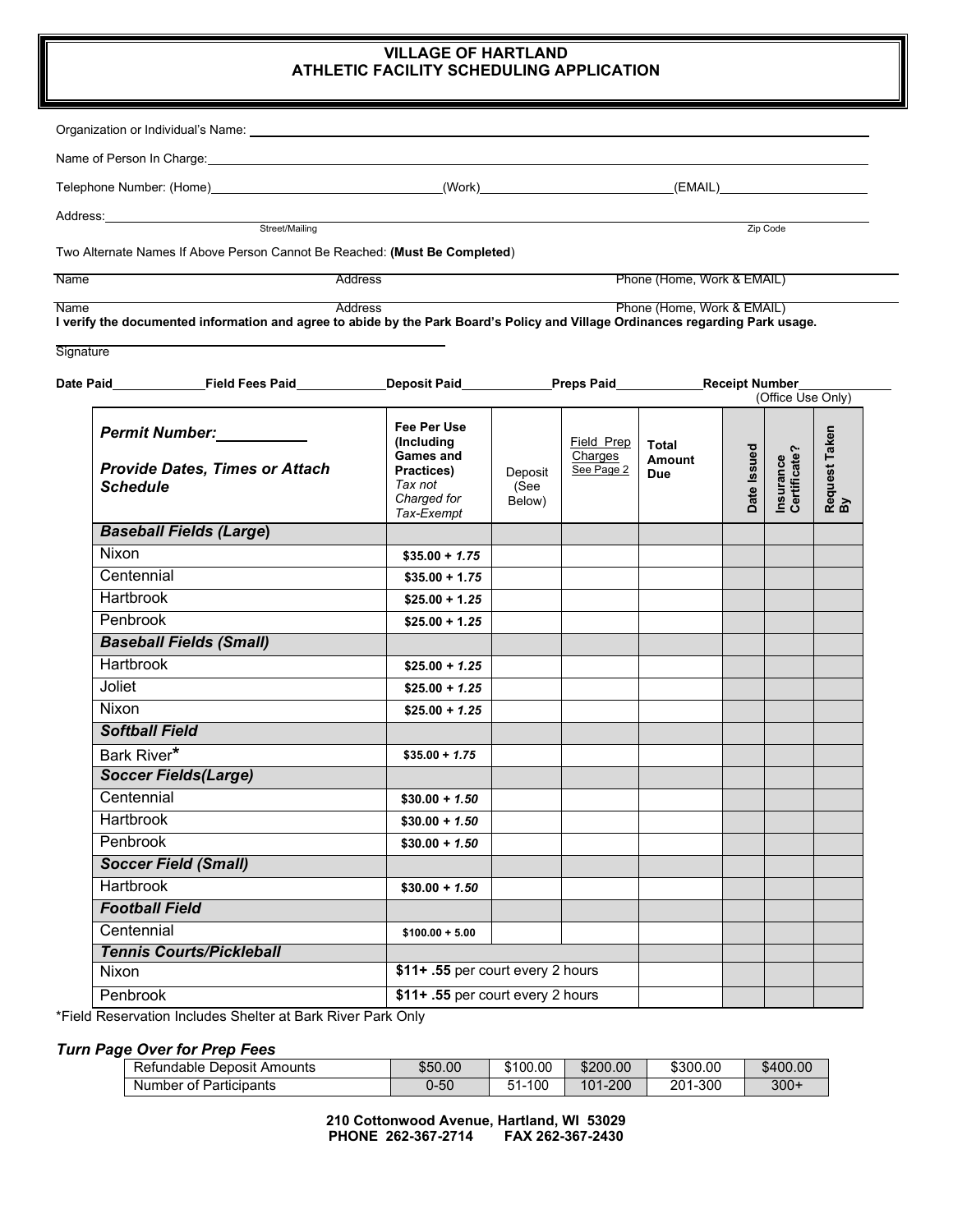# VILLAGE OF HARTLAND
## ATHLETIC FACILITY SCHEDULING APPLICATION

Organization or Individual's Name: ______________________________

Name of Person In Charge: ______________________________

Telephone Number: (Home) ______________ (Work) ______________ (EMAIL) ______________

Address: ______________________________
Street/Mailing Zip Code

Two Alternate Names If Above Person Cannot Be Reached: **(Must Be Completed)**

Name Address Phone (Home, Work & EMAIL)

Name Address Phone (Home, Work & EMAIL)

**I verify the documented information and agree to abide by the Park Board's Policy and Village Ordinances regarding Park usage.**

Signature ______________________________

**Date Paid** ________ **Field Fees Paid** ________ **Deposit Paid** ________ **Preps Paid** ________ **Receipt Number** ________
(Office Use Only)

| ***Permit Number:*** ________ ***Provide Dates, Times or Attach Schedule*** | **Fee Per Use (Including Games and Practices)** *Tax not Charged for Tax-Exempt* | Deposit (See Below) | Field Prep Charges See Page 2 | **Total Amount Due** | **Date Issued** | **Insurance Certificate?** | **Request Taken By** |
|---|---|---|---|---|---|---|---|
| ***Baseball Fields (Large)*** | | | | | | | |
| Nixon | **$35.00 + *1.75*** | | | | | | |
| Centennial | **$35.00 + 1.*75*** | | | | | | |
| Hartbrook | **$25.00 + 1.*25*** | | | | | | |
| Penbrook | **$25.00 + 1.*25*** | | | | | | |
| ***Baseball Fields (Small)*** | | | | | | | |
| Hartbrook | **$25.00 + *1.25*** | | | | | | |
| Joliet | **$25.00 + *1.25*** | | | | | | |
| Nixon | **$25.00 + *1.25*** | | | | | | |
| ***Softball Field*** | | | | | | | |
| Bark River* | **$35.00 + *1.75*** | | | | | | |
| ***Soccer Fields(Large)*** | | | | | | | |
| Centennial | **$30.00 + *1.50*** | | | | | | |
| Hartbrook | **$30.00 + *1.50*** | | | | | | |
| Penbrook | **$30.00 + *1.50*** | | | | | | |
| ***Soccer Field (Small)*** | | | | | | | |
| Hartbrook | **$30.00 + *1.50*** | | | | | | |
| ***Football Field*** | | | | | | | |
| Centennial | **$100.00 + 5.00** | | | | | | |
| ***Tennis Courts/Pickleball*** | | | | | | | |
| Nixon | **$11+ .55** per court every 2 hours | | | | | | |
| Penbrook | **$11+ .55** per court every 2 hours | | | | | | |

*Field Reservation Includes Shelter at Bark River Park Only

***Turn Page Over for Prep Fees***

| Refundable Deposit Amounts | $50.00 | $100.00 | $200.00 | $300.00 | $400.00 |
|---|---|---|---|---|---|
| Number of Participants | 0-50 | 51-100 | 101-200 | 201-300 | 300+ |

**210 Cottonwood Avenue, Hartland, WI 53029**
**PHONE 262-367-2714 FAX 262-367-2430**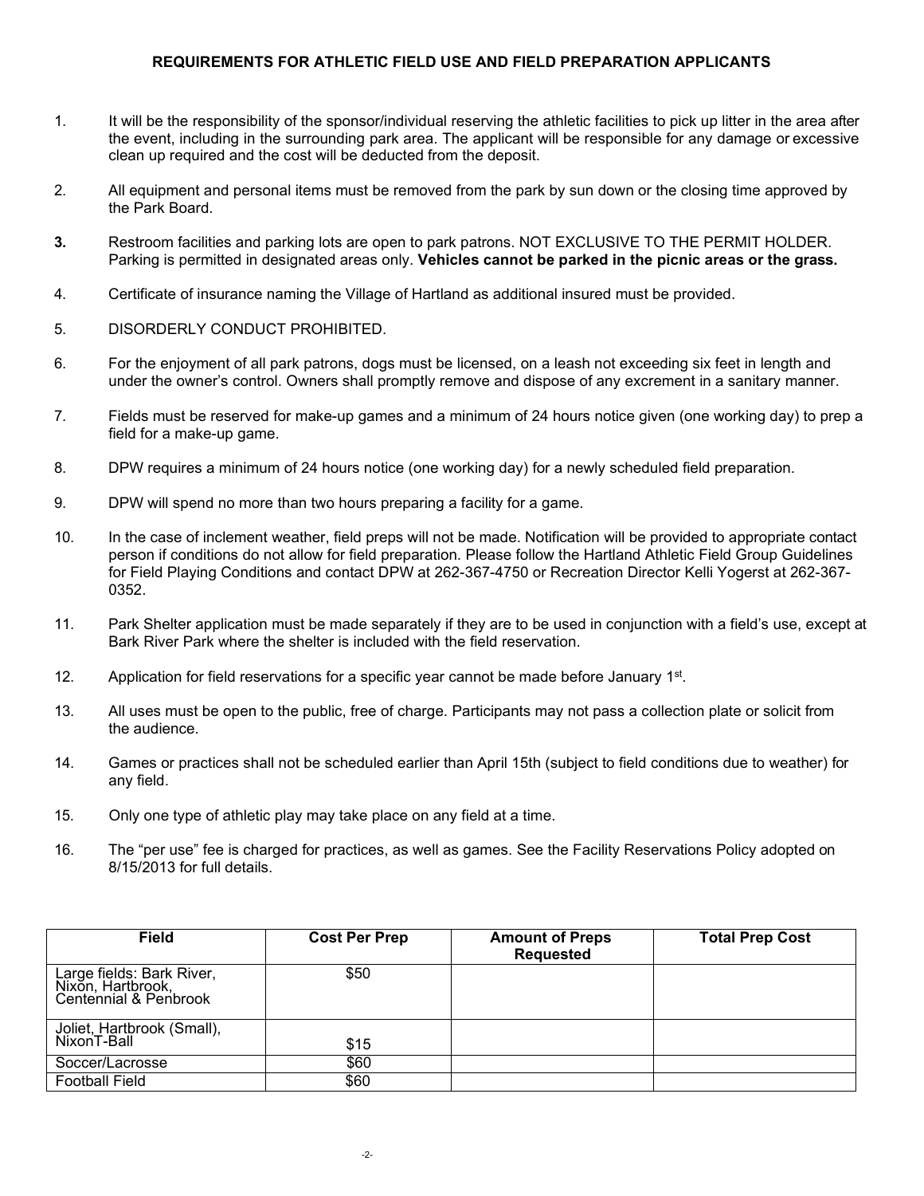## REQUIREMENTS FOR ATHLETIC FIELD USE AND FIELD PREPARATION APPLICANTS

1. It will be the responsibility of the sponsor/individual reserving the athletic facilities to pick up litter in the area after the event, including in the surrounding park area. The applicant will be responsible for any damage or excessive clean up required and the cost will be deducted from the deposit.

2. All equipment and personal items must be removed from the park by sun down or the closing time approved by the Park Board.

3. Restroom facilities and parking lots are open to park patrons. NOT EXCLUSIVE TO THE PERMIT HOLDER. Parking is permitted in designated areas only. **Vehicles cannot be parked in the picnic areas or the grass.**

4. Certificate of insurance naming the Village of Hartland as additional insured must be provided.

5. DISORDERLY CONDUCT PROHIBITED.

6. For the enjoyment of all park patrons, dogs must be licensed, on a leash not exceeding six feet in length and under the owner's control. Owners shall promptly remove and dispose of any excrement in a sanitary manner.

7. Fields must be reserved for make-up games and a minimum of 24 hours notice given (one working day) to prep a field for a make-up game.

8. DPW requires a minimum of 24 hours notice (one working day) for a newly scheduled field preparation.

9. DPW will spend no more than two hours preparing a facility for a game.

10. In the case of inclement weather, field preps will not be made. Notification will be provided to appropriate contact person if conditions do not allow for field preparation. Please follow the Hartland Athletic Field Group Guidelines for Field Playing Conditions and contact DPW at 262-367-4750 or Recreation Director Kelli Yogerst at 262-367-0352.

11. Park Shelter application must be made separately if they are to be used in conjunction with a field's use, except at Bark River Park where the shelter is included with the field reservation.

12. Application for field reservations for a specific year cannot be made before January 1st.

13. All uses must be open to the public, free of charge. Participants may not pass a collection plate or solicit from the audience.

14. Games or practices shall not be scheduled earlier than April 15th (subject to field conditions due to weather) for any field.

15. Only one type of athletic play may take place on any field at a time.

16. The "per use" fee is charged for practices, as well as games. See the Facility Reservations Policy adopted on 8/15/2013 for full details.

| Field | Cost Per Prep | Amount of Preps Requested | Total Prep Cost |
|---|---|---|---|
| Large fields: Bark River, Nixon, Hartbrook, Centennial & Penbrook | $50 | | |
| Joliet, Hartbrook (Small), NixonT-Ball | $15 | | |
| Soccer/Lacrosse | $60 | | |
| Football Field | $60 | | |